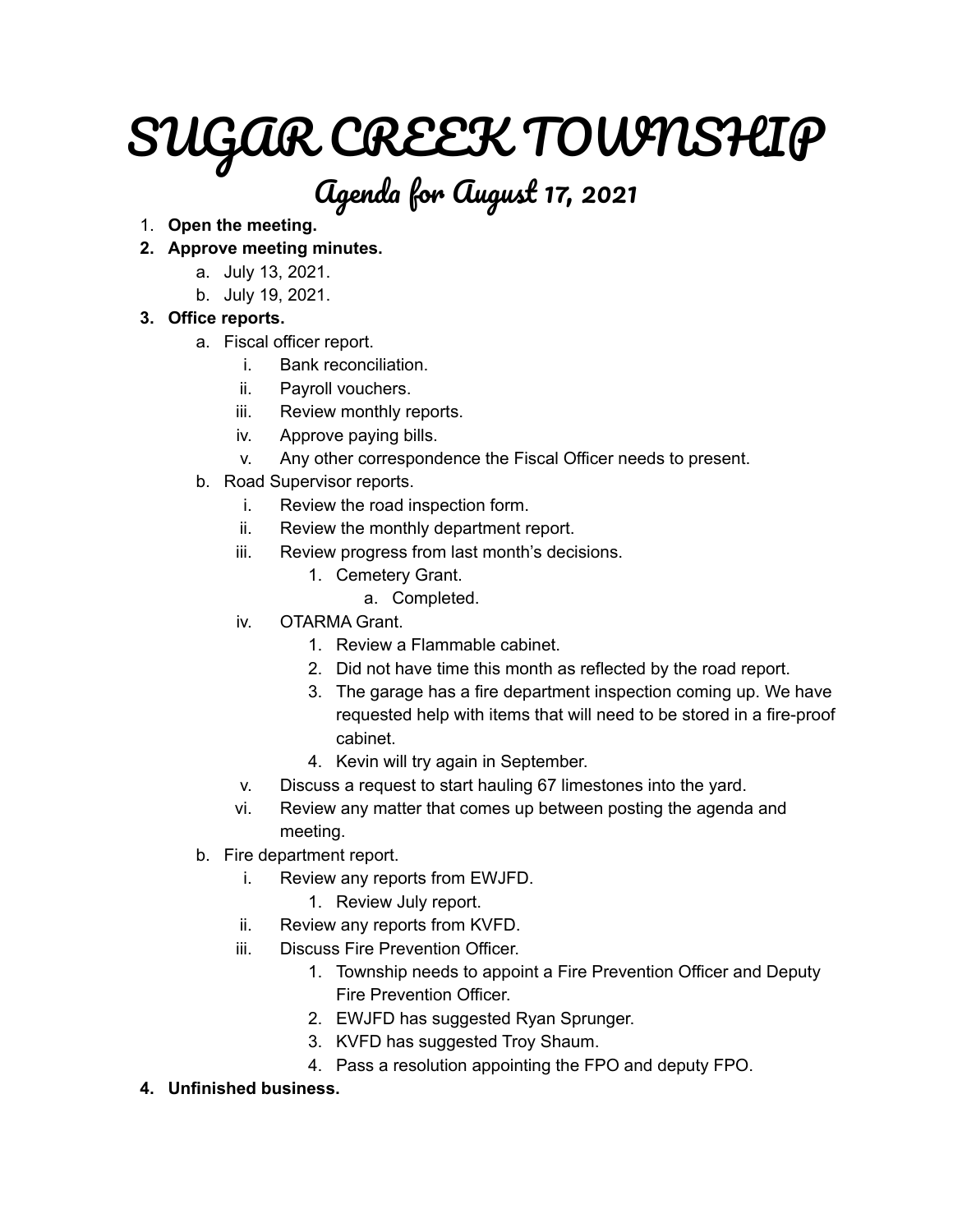# SUGAR CREEK TOWNSHIP

## Agenda for August 17, 2021

1. **Open the meeting.**
2. **Approve meeting minutes.**
    a. July 13, 2021.
    b. July 19, 2021.
3. **Office reports.**
    a. Fiscal officer report.
        i. Bank reconciliation.
        ii. Payroll vouchers.
        iii. Review monthly reports.
        iv. Approve paying bills.
        v. Any other correspondence the Fiscal Officer needs to present.
    b. Road Supervisor reports.
        i. Review the road inspection form.
        ii. Review the monthly department report.
        iii. Review progress from last month's decisions.
            1. Cemetery Grant.
                a. Completed.
        iv. OTARMA Grant.
            1. Review a Flammable cabinet.
            2. Did not have time this month as reflected by the road report.
            3. The garage has a fire department inspection coming up. We have requested help with items that will need to be stored in a fire-proof cabinet.
            4. Kevin will try again in September.
        v. Discuss a request to start hauling 67 limestones into the yard.
        vi. Review any matter that comes up between posting the agenda and meeting.
    b. Fire department report.
        i. Review any reports from EWJFD.
            1. Review July report.
        ii. Review any reports from KVFD.
        iii. Discuss Fire Prevention Officer.
            1. Township needs to appoint a Fire Prevention Officer and Deputy Fire Prevention Officer.
            2. EWJFD has suggested Ryan Sprunger.
            3. KVFD has suggested Troy Shaum.
            4. Pass a resolution appointing the FPO and deputy FPO.
4. **Unfinished business.**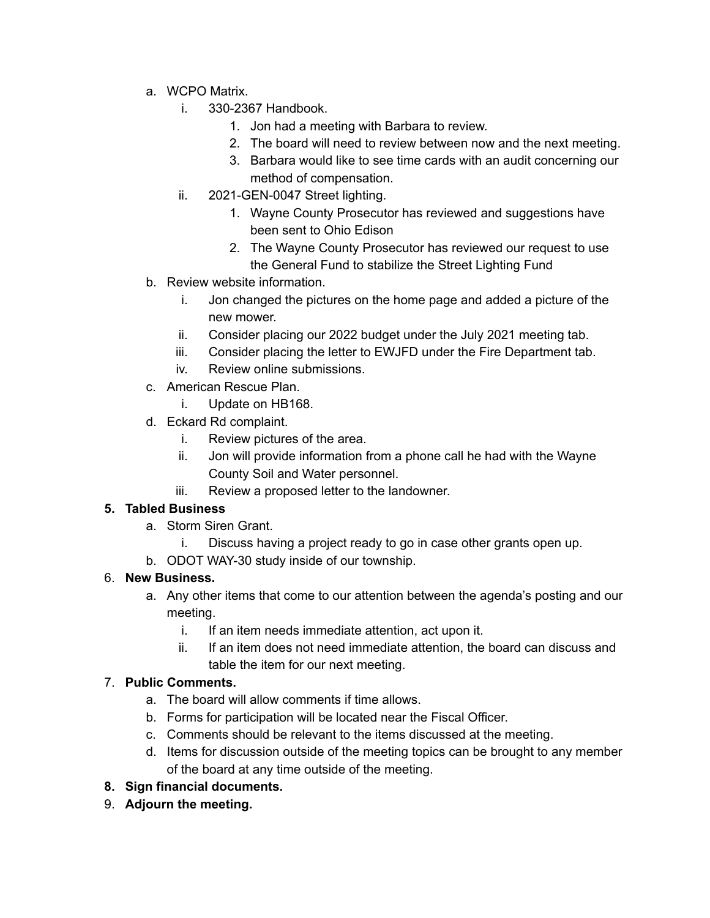a. WCPO Matrix.
    i. 330-2367 Handbook.
        1. Jon had a meeting with Barbara to review.
        2. The board will need to review between now and the next meeting.
        3. Barbara would like to see time cards with an audit concerning our method of compensation.
    ii. 2021-GEN-0047 Street lighting.
        1. Wayne County Prosecutor has reviewed and suggestions have been sent to Ohio Edison
        2. The Wayne County Prosecutor has reviewed our request to use the General Fund to stabilize the Street Lighting Fund
b. Review website information.
    i. Jon changed the pictures on the home page and added a picture of the new mower.
    ii. Consider placing our 2022 budget under the July 2021 meeting tab.
    iii. Consider placing the letter to EWJFD under the Fire Department tab.
    iv. Review online submissions.
c. American Rescue Plan.
    i. Update on HB168.
d. Eckard Rd complaint.
    i. Review pictures of the area.
    ii. Jon will provide information from a phone call he had with the Wayne County Soil and Water personnel.
    iii. Review a proposed letter to the landowner.

5. **Tabled Business**
    a. Storm Siren Grant.
        i. Discuss having a project ready to go in case other grants open up.
    b. ODOT WAY-30 study inside of our township.
6. **New Business.**
    a. Any other items that come to our attention between the agenda's posting and our meeting.
        i. If an item needs immediate attention, act upon it.
        ii. If an item does not need immediate attention, the board can discuss and table the item for our next meeting.
7. **Public Comments.**
    a. The board will allow comments if time allows.
    b. Forms for participation will be located near the Fiscal Officer.
    c. Comments should be relevant to the items discussed at the meeting.
    d. Items for discussion outside of the meeting topics can be brought to any member of the board at any time outside of the meeting.
8. **Sign financial documents.**
9. **Adjourn the meeting.**